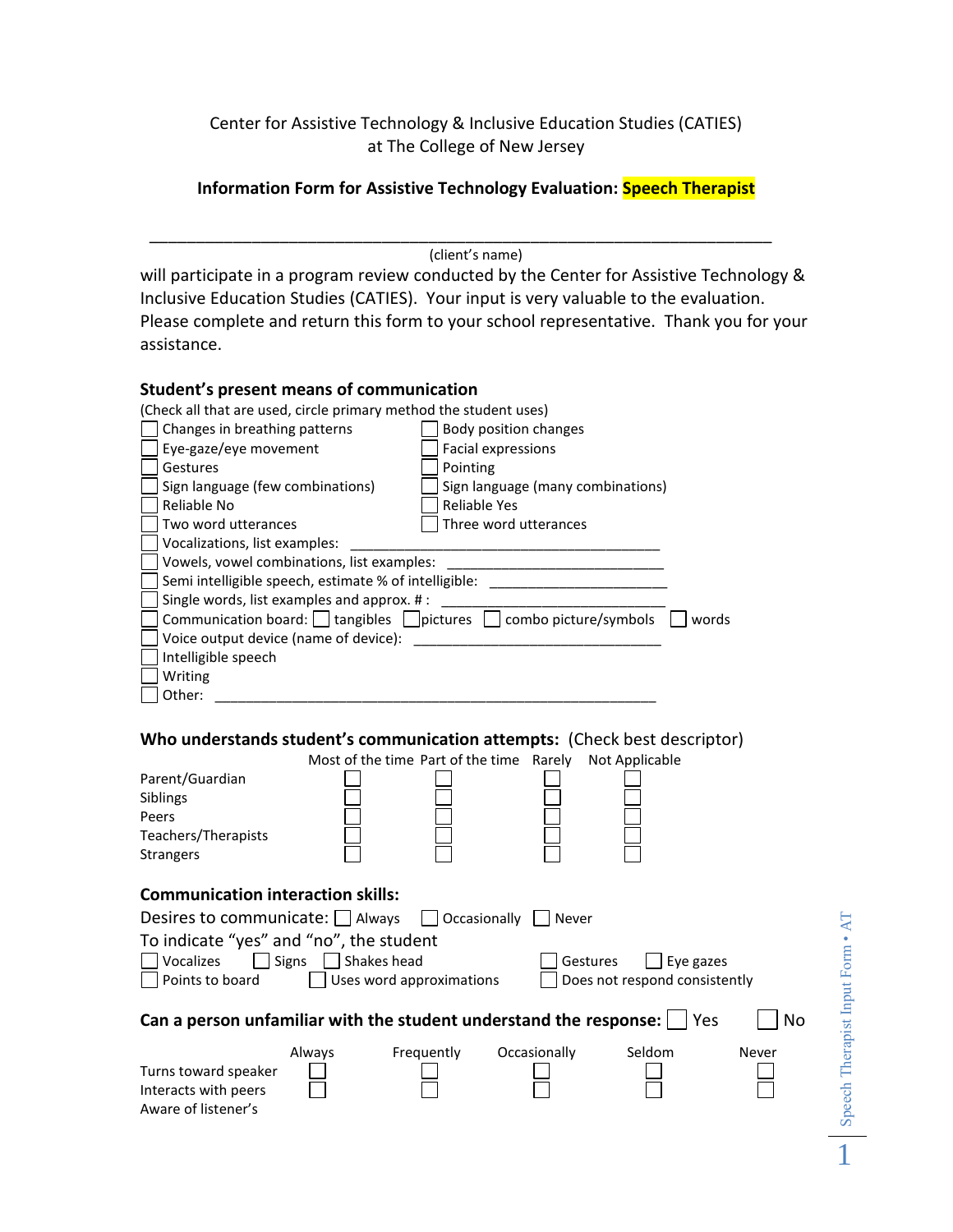Center for Assistive Technology & Inclusive Education Studies (CATIES)
at The College of New Jersey

**Information Form for Assistive Technology Evaluation: Speech Therapist**

_______________________________________________________________
(client's name)

will participate in a program review conducted by the Center for Assistive Technology & Inclusive Education Studies (CATIES). Your input is very valuable to the evaluation. Please complete and return this form to your school representative. Thank you for your assistance.

**Student's present means of communication**

(Check all that are used, circle primary method the student uses)

- ☐ Changes in breathing patterns
- ☐ Body position changes
- ☐ Eye-gaze/eye movement
- ☐ Facial expressions
- ☐ Gestures
- ☐ Pointing
- ☐ Sign language (few combinations)
- ☐ Sign language (many combinations)
- ☐ Reliable No
- ☐ Reliable Yes
- ☐ Two word utterances
- ☐ Three word utterances
- ☐ Vocalizations, list examples: ________________________________________
- ☐ Vowels, vowel combinations, list examples: ____________________________
- ☐ Semi intelligible speech, estimate % of intelligible: _______________________
- ☐ Single words, list examples and approx. # : ____________________________
- ☐ Communication board: ☐ tangibles ☐ pictures ☐ combo picture/symbols ☐ words
- ☐ Voice output device (name of device): ________________________________
- ☐ Intelligible speech
- ☐ Writing
- ☐ Other: _________________________________________________________

**Who understands student's communication attempts:** (Check best descriptor)

| | Most of the time | Part of the time | Rarely | Not Applicable |
|---|---|---|---|---|
| Parent/Guardian | ☐ | ☐ | ☐ | ☐ |
| Siblings | ☐ | ☐ | ☐ | ☐ |
| Peers | ☐ | ☐ | ☐ | ☐ |
| Teachers/Therapists | ☐ | ☐ | ☐ | ☐ |
| Strangers | ☐ | ☐ | ☐ | ☐ |

**Communication interaction skills:**

Desires to communicate: ☐ Always ☐ Occasionally ☐ Never

To indicate "yes" and "no", the student

- ☐ Vocalizes ☐ Signs ☐ Shakes head ☐ Gestures ☐ Eye gazes
- ☐ Points to board ☐ Uses word approximations ☐ Does not respond consistently

**Can a person unfamiliar with the student understand the response:** ☐ Yes ☐ No

| | Always | Frequently | Occasionally | Seldom | Never |
|---|---|---|---|---|---|
| Turns toward speaker | ☐ | ☐ | ☐ | ☐ | ☐ |
| Interacts with peers | ☐ | ☐ | ☐ | ☐ | ☐ |
| Aware of listener's | | | | | |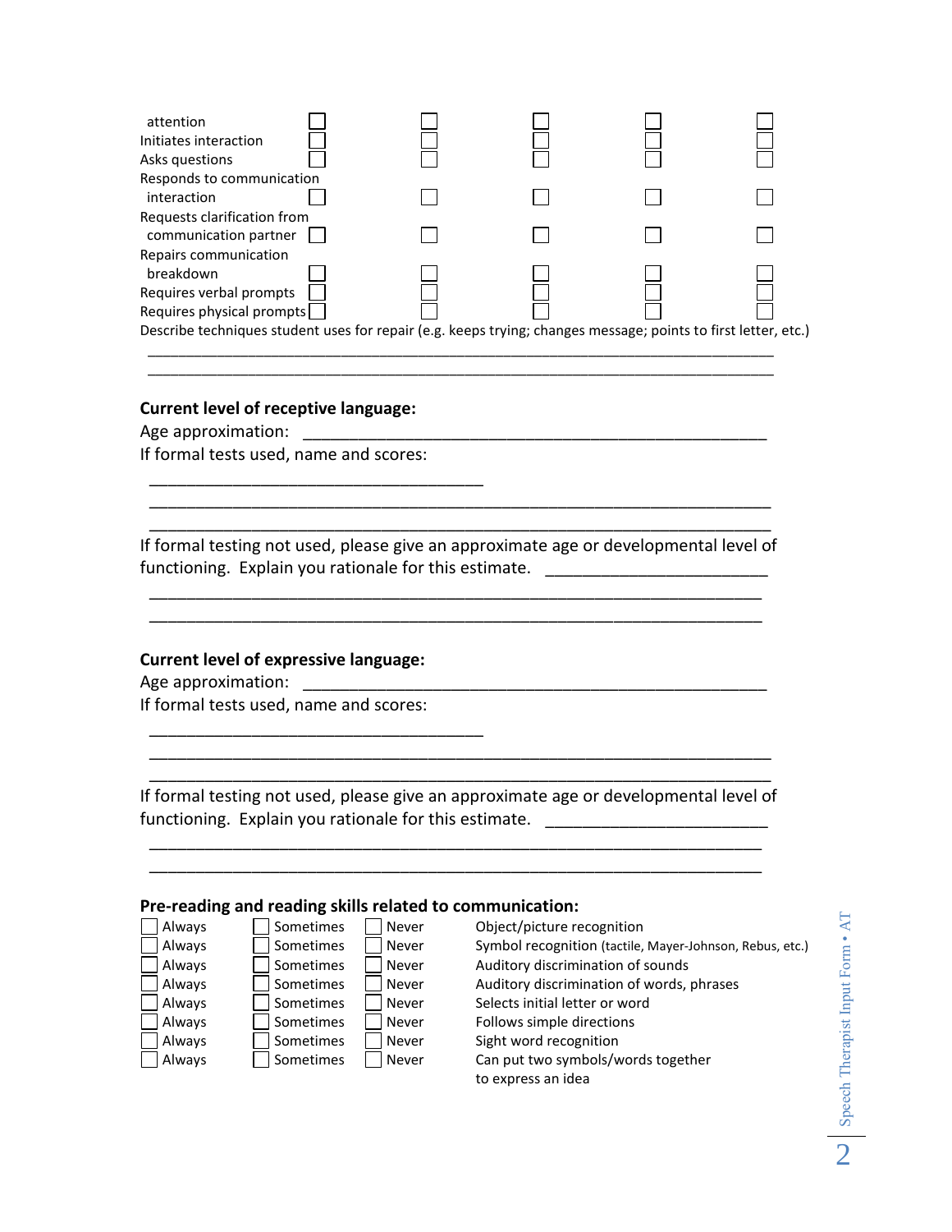| | | | | | |
|---|---|---|---|---|---|
| attention | ☐ | ☐ | ☐ | ☐ | ☐ |
| Initiates interaction | ☐ | ☐ | ☐ | ☐ | ☐ |
| Asks questions | ☐ | ☐ | ☐ | ☐ | ☐ |
| Responds to communication interaction | ☐ | ☐ | ☐ | ☐ | ☐ |
| Requests clarification from communication partner | ☐ | ☐ | ☐ | ☐ | ☐ |
| Repairs communication breakdown | ☐ | ☐ | ☐ | ☐ | ☐ |
| Requires verbal prompts | ☐ | ☐ | ☐ | ☐ | ☐ |
| Requires physical prompts | ☐ | ☐ | ☐ | ☐ | ☐ |

Describe techniques student uses for repair (e.g. keeps trying; changes message; points to first letter, etc.)

\_\_\_\_\_\_\_\_\_\_\_\_\_\_\_\_\_\_\_\_\_\_\_\_\_\_\_\_\_\_\_\_\_\_\_\_\_\_\_\_\_\_\_\_\_\_\_\_\_\_\_\_\_\_\_\_\_\_\_\_\_\_\_\_\_\_\_\_\_\_

\_\_\_\_\_\_\_\_\_\_\_\_\_\_\_\_\_\_\_\_\_\_\_\_\_\_\_\_\_\_\_\_\_\_\_\_\_\_\_\_\_\_\_\_\_\_\_\_\_\_\_\_\_\_\_\_\_\_\_\_\_\_\_\_\_\_\_\_\_\_

**Current level of receptive language:**

Age approximation: \_\_\_\_\_\_\_\_\_\_\_\_\_\_\_\_\_\_\_\_\_\_\_\_\_\_\_\_\_\_\_\_\_\_\_\_\_\_\_\_\_\_\_\_\_\_\_\_

If formal tests used, name and scores:

\_\_\_\_\_\_\_\_\_\_\_\_\_\_\_\_\_\_\_\_\_\_\_\_\_\_\_\_\_\_\_\_\_\_\_\_

\_\_\_\_\_\_\_\_\_\_\_\_\_\_\_\_\_\_\_\_\_\_\_\_\_\_\_\_\_\_\_\_\_\_\_\_\_\_\_\_\_\_\_\_\_\_\_\_\_\_\_\_\_\_\_\_\_\_\_\_\_\_\_\_

\_\_\_\_\_\_\_\_\_\_\_\_\_\_\_\_\_\_\_\_\_\_\_\_\_\_\_\_\_\_\_\_\_\_\_\_\_\_\_\_\_\_\_\_\_\_\_\_\_\_\_\_\_\_\_\_\_\_\_\_\_\_\_\_

If formal testing not used, please give an approximate age or developmental level of functioning. Explain you rationale for this estimate. \_\_\_\_\_\_\_\_\_\_\_\_\_\_\_\_\_\_\_\_\_\_\_\_

\_\_\_\_\_\_\_\_\_\_\_\_\_\_\_\_\_\_\_\_\_\_\_\_\_\_\_\_\_\_\_\_\_\_\_\_\_\_\_\_\_\_\_\_\_\_\_\_\_\_\_\_\_\_\_\_\_\_\_\_\_\_\_

\_\_\_\_\_\_\_\_\_\_\_\_\_\_\_\_\_\_\_\_\_\_\_\_\_\_\_\_\_\_\_\_\_\_\_\_\_\_\_\_\_\_\_\_\_\_\_\_\_\_\_\_\_\_\_\_\_\_\_\_\_\_\_

**Current level of expressive language:**

Age approximation: \_\_\_\_\_\_\_\_\_\_\_\_\_\_\_\_\_\_\_\_\_\_\_\_\_\_\_\_\_\_\_\_\_\_\_\_\_\_\_\_\_\_\_\_\_\_\_\_

If formal tests used, name and scores:

\_\_\_\_\_\_\_\_\_\_\_\_\_\_\_\_\_\_\_\_\_\_\_\_\_\_\_\_\_\_\_\_\_\_\_\_

\_\_\_\_\_\_\_\_\_\_\_\_\_\_\_\_\_\_\_\_\_\_\_\_\_\_\_\_\_\_\_\_\_\_\_\_\_\_\_\_\_\_\_\_\_\_\_\_\_\_\_\_\_\_\_\_\_\_\_\_\_\_\_\_

\_\_\_\_\_\_\_\_\_\_\_\_\_\_\_\_\_\_\_\_\_\_\_\_\_\_\_\_\_\_\_\_\_\_\_\_\_\_\_\_\_\_\_\_\_\_\_\_\_\_\_\_\_\_\_\_\_\_\_\_\_\_\_\_

If formal testing not used, please give an approximate age or developmental level of functioning. Explain you rationale for this estimate. \_\_\_\_\_\_\_\_\_\_\_\_\_\_\_\_\_\_\_\_\_\_\_\_

\_\_\_\_\_\_\_\_\_\_\_\_\_\_\_\_\_\_\_\_\_\_\_\_\_\_\_\_\_\_\_\_\_\_\_\_\_\_\_\_\_\_\_\_\_\_\_\_\_\_\_\_\_\_\_\_\_\_\_\_\_\_\_

\_\_\_\_\_\_\_\_\_\_\_\_\_\_\_\_\_\_\_\_\_\_\_\_\_\_\_\_\_\_\_\_\_\_\_\_\_\_\_\_\_\_\_\_\_\_\_\_\_\_\_\_\_\_\_\_\_\_\_\_\_\_\_

**Pre-reading and reading skills related to communication:**

| | | | |
|---|---|---|---|
| ☐ Always | ☐ Sometimes | ☐ Never | Object/picture recognition |
| ☐ Always | ☐ Sometimes | ☐ Never | Symbol recognition (tactile, Mayer-Johnson, Rebus, etc.) |
| ☐ Always | ☐ Sometimes | ☐ Never | Auditory discrimination of sounds |
| ☐ Always | ☐ Sometimes | ☐ Never | Auditory discrimination of words, phrases |
| ☐ Always | ☐ Sometimes | ☐ Never | Selects initial letter or word |
| ☐ Always | ☐ Sometimes | ☐ Never | Follows simple directions |
| ☐ Always | ☐ Sometimes | ☐ Never | Sight word recognition |
| ☐ Always | ☐ Sometimes | ☐ Never | Can put two symbols/words together to express an idea |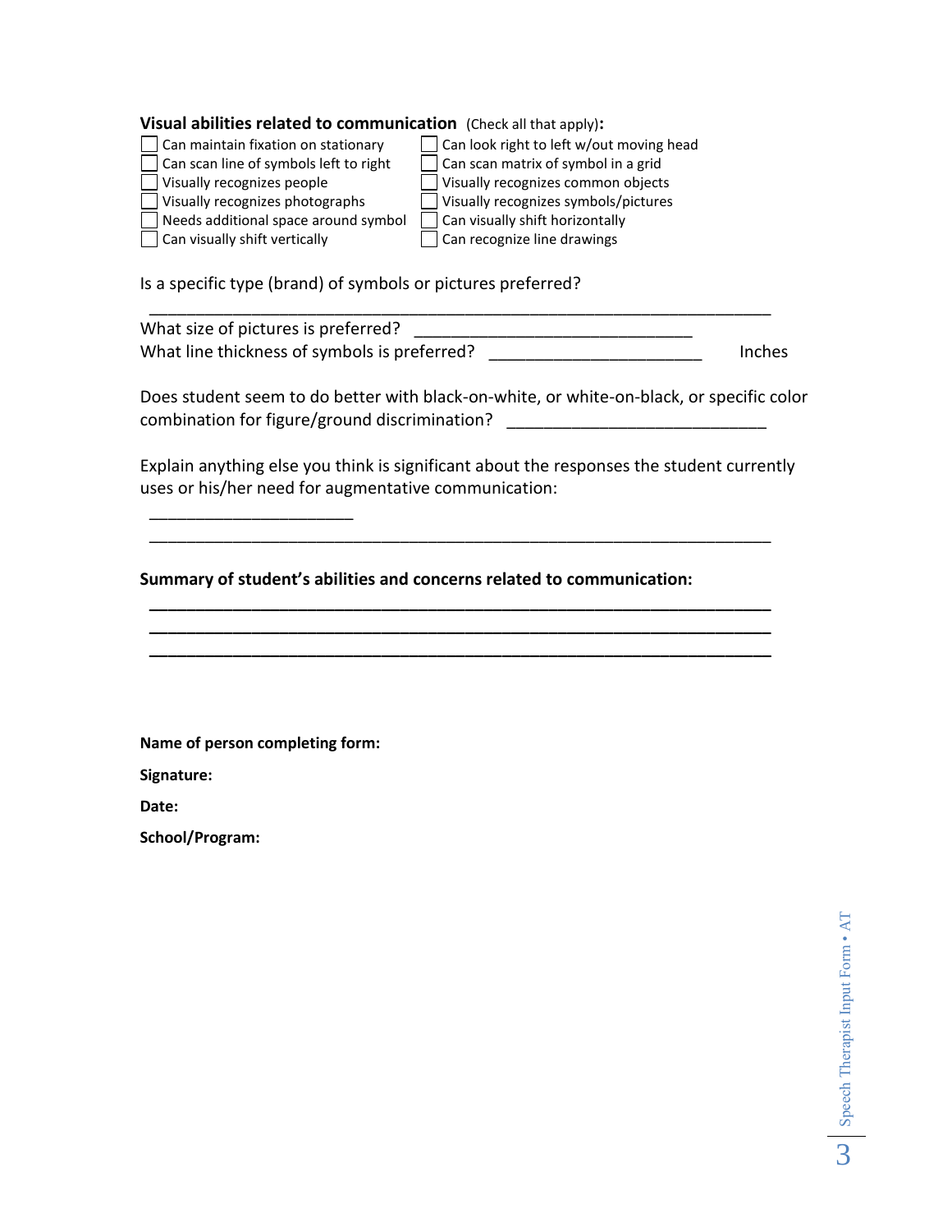**Visual abilities related to communication** (Check all that apply)**:**

- ☐ Can maintain fixation on stationary
- ☐ Can look right to left w/out moving head
- ☐ Can scan line of symbols left to right
- ☐ Can scan matrix of symbol in a grid
- ☐ Visually recognizes people
- ☐ Visually recognizes common objects
- ☐ Visually recognizes photographs
- ☐ Visually recognizes symbols/pictures
- ☐ Needs additional space around symbol
- ☐ Can visually shift horizontally
- ☐ Can visually shift vertically
- ☐ Can recognize line drawings

Is a specific type (brand) of symbols or pictures preferred?

______________________________________________________________________

What size of pictures is preferred? ______________________________

What line thickness of symbols is preferred? _______________________ Inches

Does student seem to do better with black-on-white, or white-on-black, or specific color combination for figure/ground discrimination? ___________________________

Explain anything else you think is significant about the responses the student currently uses or his/her need for augmentative communication:

______________________

______________________________________________________________________

**Summary of student's abilities and concerns related to communication:**

______________________________________________________________________

______________________________________________________________________

______________________________________________________________________

**Name of person completing form:**

**Signature:**

**Date:**

**School/Program:**